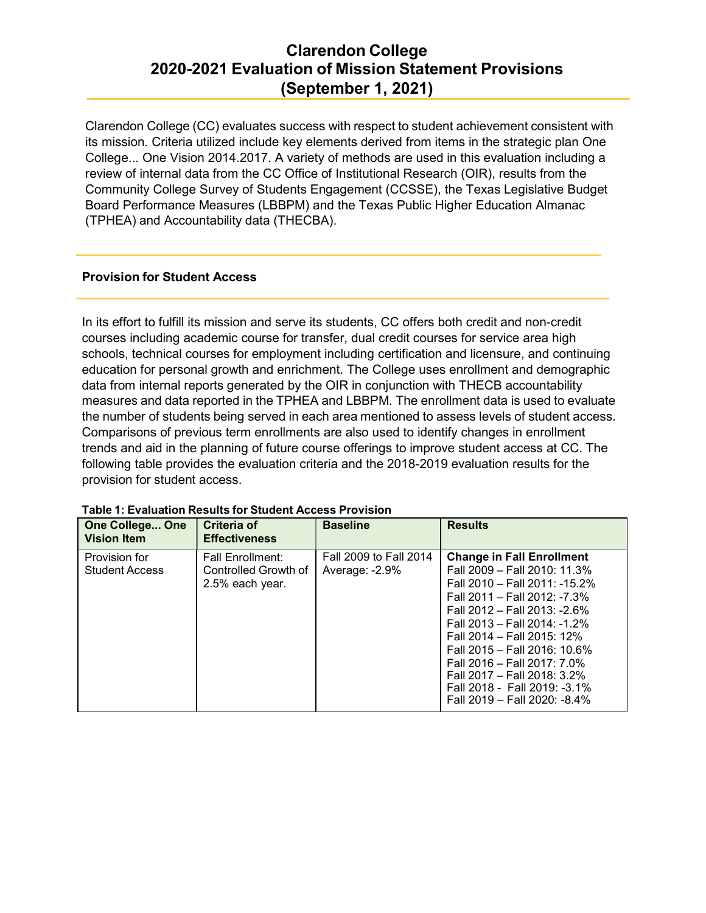# Clarendon College
# 2020-2021 Evaluation of Mission Statement Provisions
# (September 1, 2021)

Clarendon College (CC) evaluates success with respect to student achievement consistent with its mission. Criteria utilized include key elements derived from items in the strategic plan One College... One Vision 2014.2017. A variety of methods are used in this evaluation including a review of internal data from the CC Office of Institutional Research (OIR), results from the Community College Survey of Students Engagement (CCSSE), the Texas Legislative Budget Board Performance Measures (LBBPM) and the Texas Public Higher Education Almanac (TPHEA) and Accountability data (THECBA).

## Provision for Student Access

In its effort to fulfill its mission and serve its students, CC offers both credit and non-credit courses including academic course for transfer, dual credit courses for service area high schools, technical courses for employment including certification and licensure, and continuing education for personal growth and enrichment. The College uses enrollment and demographic data from internal reports generated by the OIR in conjunction with THECB accountability measures and data reported in the TPHEA and LBBPM. The enrollment data is used to evaluate the number of students being served in each area mentioned to assess levels of student access. Comparisons of previous term enrollments are also used to identify changes in enrollment trends and aid in the planning of future course offerings to improve student access at CC. The following table provides the evaluation criteria and the 2018-2019 evaluation results for the provision for student access.

**Table 1: Evaluation Results for Student Access Provision**

| One College... One Vision Item | Criteria of Effectiveness | Baseline | Results |
|---|---|---|---|
| Provision for Student Access | Fall Enrollment: Controlled Growth of 2.5% each year. | Fall 2009 to Fall 2014 Average: -2.9% | **Change in Fall Enrollment**<br>Fall 2009 – Fall 2010: 11.3%<br>Fall 2010 – Fall 2011: -15.2%<br>Fall 2011 – Fall 2012: -7.3%<br>Fall 2012 – Fall 2013: -2.6%<br>Fall 2013 – Fall 2014: -1.2%<br>Fall 2014 – Fall 2015: 12%<br>Fall 2015 – Fall 2016: 10.6%<br>Fall 2016 – Fall 2017: 7.0%<br>Fall 2017 – Fall 2018: 3.2%<br>Fall 2018 - Fall 2019: -3.1%<br>Fall 2019 – Fall 2020: -8.4% |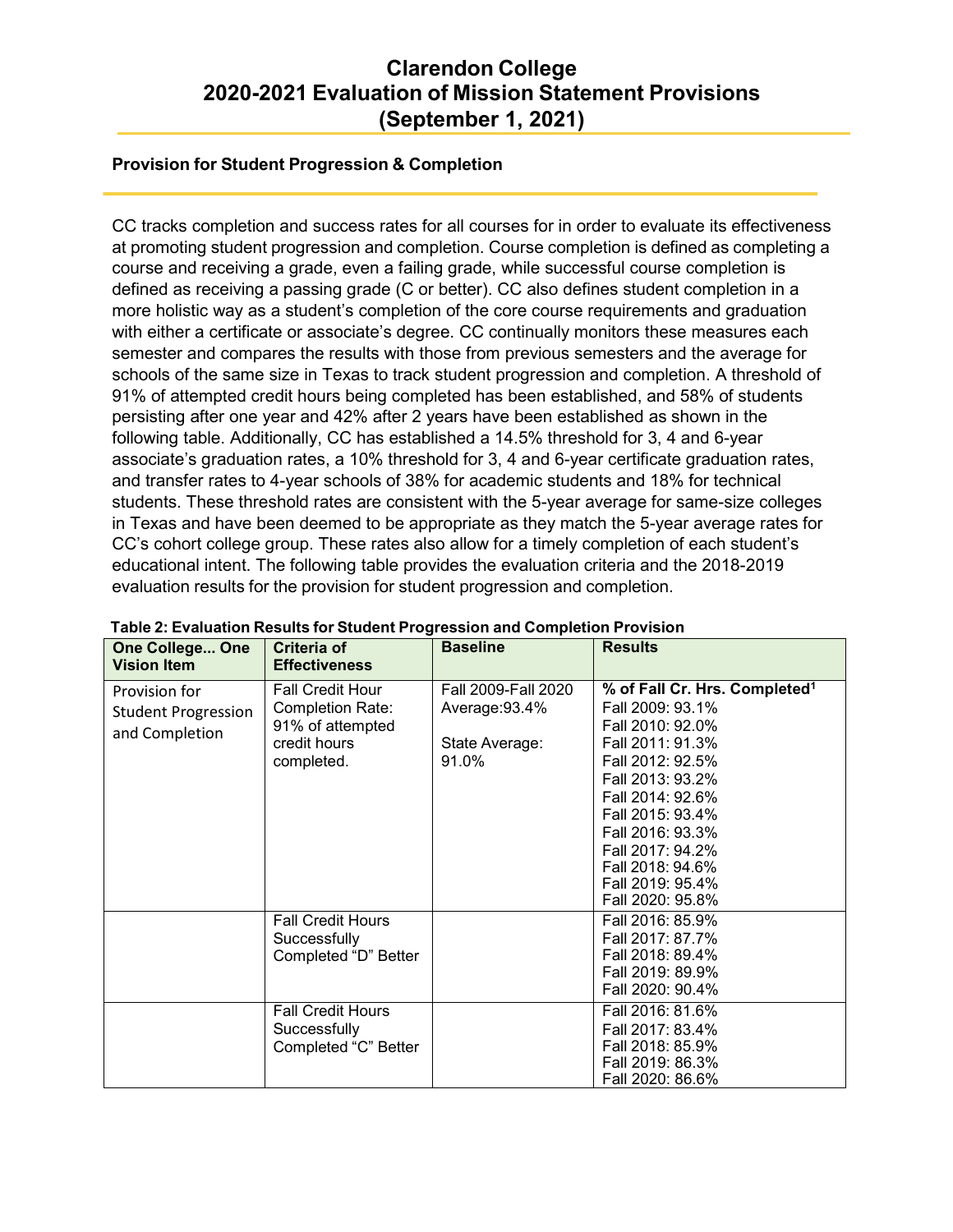# Clarendon College
# 2020-2021 Evaluation of Mission Statement Provisions
# (September 1, 2021)

### Provision for Student Progression & Completion

CC tracks completion and success rates for all courses for in order to evaluate its effectiveness at promoting student progression and completion. Course completion is defined as completing a course and receiving a grade, even a failing grade, while successful course completion is defined as receiving a passing grade (C or better). CC also defines student completion in a more holistic way as a student's completion of the core course requirements and graduation with either a certificate or associate's degree. CC continually monitors these measures each semester and compares the results with those from previous semesters and the average for schools of the same size in Texas to track student progression and completion. A threshold of 91% of attempted credit hours being completed has been established, and 58% of students persisting after one year and 42% after 2 years have been established as shown in the following table. Additionally, CC has established a 14.5% threshold for 3, 4 and 6-year associate's graduation rates, a 10% threshold for 3, 4 and 6-year certificate graduation rates, and transfer rates to 4-year schools of 38% for academic students and 18% for technical students. These threshold rates are consistent with the 5-year average for same-size colleges in Texas and have been deemed to be appropriate as they match the 5-year average rates for CC's cohort college group. These rates also allow for a timely completion of each student's educational intent. The following table provides the evaluation criteria and the 2018-2019 evaluation results for the provision for student progression and completion.

**Table 2: Evaluation Results for Student Progression and Completion Provision**

| One College... One Vision Item | Criteria of Effectiveness | Baseline | Results |
|---|---|---|---|
| Provision for Student Progression and Completion | Fall Credit Hour Completion Rate: 91% of attempted credit hours completed. | Fall 2009-Fall 2020 Average:93.4%<br><br>State Average: 91.0% | **% of Fall Cr. Hrs. Completed[1]**<br>Fall 2009: 93.1%<br>Fall 2010: 92.0%<br>Fall 2011: 91.3%<br>Fall 2012: 92.5%<br>Fall 2013: 93.2%<br>Fall 2014: 92.6%<br>Fall 2015: 93.4%<br>Fall 2016: 93.3%<br>Fall 2017: 94.2%<br>Fall 2018: 94.6%<br>Fall 2019: 95.4%<br>Fall 2020: 95.8% |
| | Fall Credit Hours Successfully Completed "D" Better | | Fall 2016: 85.9%<br>Fall 2017: 87.7%<br>Fall 2018: 89.4%<br>Fall 2019: 89.9%<br>Fall 2020: 90.4% |
| | Fall Credit Hours Successfully Completed "C" Better | | Fall 2016: 81.6%<br>Fall 2017: 83.4%<br>Fall 2018: 85.9%<br>Fall 2019: 86.3%<br>Fall 2020: 86.6% |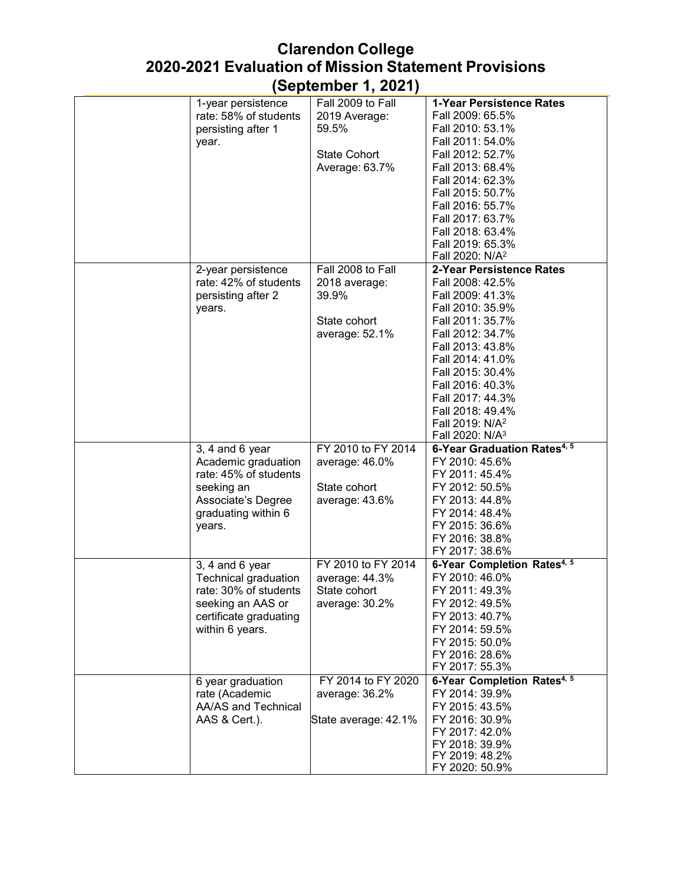# Clarendon College
# 2020-2021 Evaluation of Mission Statement Provisions
# (September 1, 2021)

| | | | |
|---|---|---|---|
| | 1-year persistence rate: 58% of students persisting after 1 year. | Fall 2009 to Fall 2019 Average: 59.5%<br><br>State Cohort Average: 63.7% | **1-Year Persistence Rates**<br>Fall 2009: 65.5%<br>Fall 2010: 53.1%<br>Fall 2011: 54.0%<br>Fall 2012: 52.7%<br>Fall 2013: 68.4%<br>Fall 2014: 62.3%<br>Fall 2015: 50.7%<br>Fall 2016: 55.7%<br>Fall 2017: 63.7%<br>Fall 2018: 63.4%<br>Fall 2019: 65.3%<br>Fall 2020: N/A[2] |
| | 2-year persistence rate: 42% of students persisting after 2 years. | Fall 2008 to Fall 2018 average: 39.9%<br><br>State cohort average: 52.1% | **2-Year Persistence Rates**<br>Fall 2008: 42.5%<br>Fall 2009: 41.3%<br>Fall 2010: 35.9%<br>Fall 2011: 35.7%<br>Fall 2012: 34.7%<br>Fall 2013: 43.8%<br>Fall 2014: 41.0%<br>Fall 2015: 30.4%<br>Fall 2016: 40.3%<br>Fall 2017: 44.3%<br>Fall 2018: 49.4%<br>Fall 2019: N/A[2]<br>Fall 2020: N/A[3] |
| | 3, 4 and 6 year Academic graduation rate: 45% of students seeking an Associate's Degree graduating within 6 years. | FY 2010 to FY 2014 average: 46.0%<br><br>State cohort average: 43.6% | **6-Year Graduation Rates[4, 5]**<br>FY 2010: 45.6%<br>FY 2011: 45.4%<br>FY 2012: 50.5%<br>FY 2013: 44.8%<br>FY 2014: 48.4%<br>FY 2015: 36.6%<br>FY 2016: 38.8%<br>FY 2017: 38.6% |
| | 3, 4 and 6 year Technical graduation rate: 30% of students seeking an AAS or certificate graduating within 6 years. | FY 2010 to FY 2014 average: 44.3%<br>State cohort average: 30.2% | **6-Year Completion Rates[4, 5]**<br>FY 2010: 46.0%<br>FY 2011: 49.3%<br>FY 2012: 49.5%<br>FY 2013: 40.7%<br>FY 2014: 59.5%<br>FY 2015: 50.0%<br>FY 2016: 28.6%<br>FY 2017: 55.3% |
| | 6 year graduation rate (Academic AA/AS and Technical AAS & Cert.). | FY 2014 to FY 2020 average: 36.2%<br><br>State average: 42.1% | **6-Year Completion Rates[4, 5]**<br>FY 2014: 39.9%<br>FY 2015: 43.5%<br>FY 2016: 30.9%<br>FY 2017: 42.0%<br>FY 2018: 39.9%<br>FY 2019: 48.2%<br>FY 2020: 50.9% |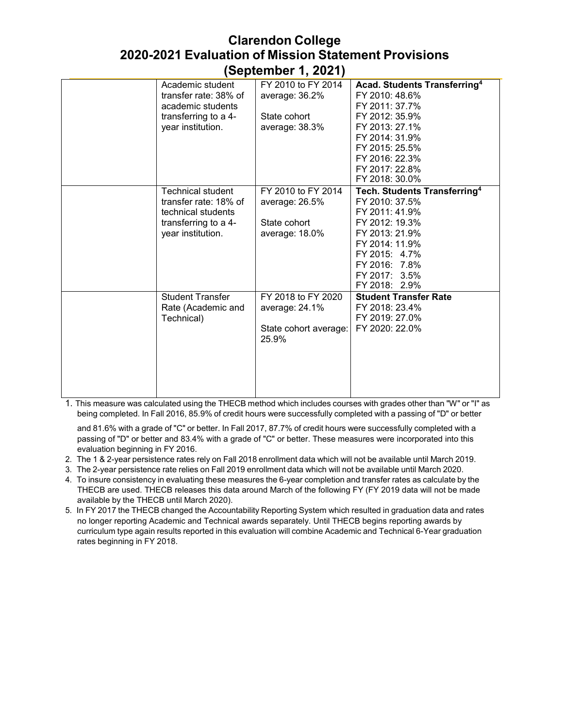# Clarendon College
# 2020-2021 Evaluation of Mission Statement Provisions
# (September 1, 2021)

| | | | |
|---|---|---|---|
| | Academic student transfer rate: 38% of academic students transferring to a 4-year institution. | FY 2010 to FY 2014 average: 36.2%<br><br>State cohort average: 38.3% | **Acad. Students Transferring[4]**<br>FY 2010: 48.6%<br>FY 2011: 37.7%<br>FY 2012: 35.9%<br>FY 2013: 27.1%<br>FY 2014: 31.9%<br>FY 2015: 25.5%<br>FY 2016: 22.3%<br>FY 2017: 22.8%<br>FY 2018: 30.0% |
| | Technical student transfer rate: 18% of technical students transferring to a 4-year institution. | FY 2010 to FY 2014 average: 26.5%<br><br>State cohort average: 18.0% | **Tech. Students Transferring[4]**<br>FY 2010: 37.5%<br>FY 2011: 41.9%<br>FY 2012: 19.3%<br>FY 2013: 21.9%<br>FY 2014: 11.9%<br>FY 2015: 4.7%<br>FY 2016: 7.8%<br>FY 2017: 3.5%<br>FY 2018: 2.9% |
| | Student Transfer Rate (Academic and Technical) | FY 2018 to FY 2020 average: 24.1%<br><br>State cohort average: 25.9% | **Student Transfer Rate**<br>FY 2018: 23.4%<br>FY 2019: 27.0%<br>FY 2020: 22.0% |

1. This measure was calculated using the THECB method which includes courses with grades other than "W" or "I" as being completed. In Fall 2016, 85.9% of credit hours were successfully completed with a passing of "D" or better and 81.6% with a grade of "C" or better. In Fall 2017, 87.7% of credit hours were successfully completed with a passing of "D" or better and 83.4% with a grade of "C" or better. These measures were incorporated into this evaluation beginning in FY 2016.
2. The 1 & 2-year persistence rates rely on Fall 2018 enrollment data which will not be available until March 2019.
3. The 2-year persistence rate relies on Fall 2019 enrollment data which will not be available until March 2020.
4. To insure consistency in evaluating these measures the 6-year completion and transfer rates as calculate by the THECB are used. THECB releases this data around March of the following FY (FY 2019 data will not be made available by the THECB until March 2020).
5. In FY 2017 the THECB changed the Accountability Reporting System which resulted in graduation data and rates no longer reporting Academic and Technical awards separately. Until THECB begins reporting awards by curriculum type again results reported in this evaluation will combine Academic and Technical 6-Year graduation rates beginning in FY 2018.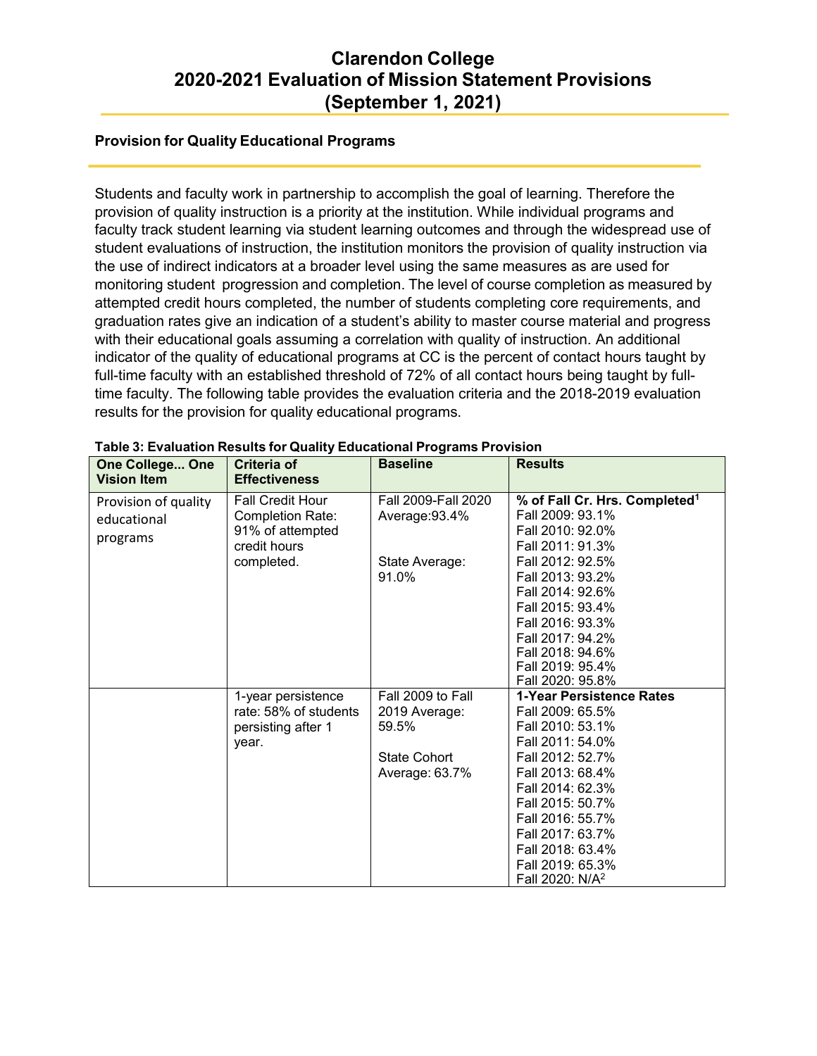# Clarendon College
# 2020-2021 Evaluation of Mission Statement Provisions
# (September 1, 2021)

## Provision for Quality Educational Programs

Students and faculty work in partnership to accomplish the goal of learning. Therefore the provision of quality instruction is a priority at the institution. While individual programs and faculty track student learning via student learning outcomes and through the widespread use of student evaluations of instruction, the institution monitors the provision of quality instruction via the use of indirect indicators at a broader level using the same measures as are used for monitoring student progression and completion. The level of course completion as measured by attempted credit hours completed, the number of students completing core requirements, and graduation rates give an indication of a student's ability to master course material and progress with their educational goals assuming a correlation with quality of instruction. An additional indicator of the quality of educational programs at CC is the percent of contact hours taught by full-time faculty with an established threshold of 72% of all contact hours being taught by full-time faculty. The following table provides the evaluation criteria and the 2018-2019 evaluation results for the provision for quality educational programs.

**Table 3: Evaluation Results for Quality Educational Programs Provision**

| One College... One Vision Item | Criteria of Effectiveness | Baseline | Results |
|---|---|---|---|
| Provision of quality educational programs | Fall Credit Hour Completion Rate: 91% of attempted credit hours completed. | Fall 2009-Fall 2020 Average:93.4%<br><br>State Average: 91.0% | **% of Fall Cr. Hrs. Completed[1]**<br>Fall 2009: 93.1%<br>Fall 2010: 92.0%<br>Fall 2011: 91.3%<br>Fall 2012: 92.5%<br>Fall 2013: 93.2%<br>Fall 2014: 92.6%<br>Fall 2015: 93.4%<br>Fall 2016: 93.3%<br>Fall 2017: 94.2%<br>Fall 2018: 94.6%<br>Fall 2019: 95.4%<br>Fall 2020: 95.8% |
| | 1-year persistence rate: 58% of students persisting after 1 year. | Fall 2009 to Fall 2019 Average: 59.5%<br><br>State Cohort Average: 63.7% | **1-Year Persistence Rates**<br>Fall 2009: 65.5%<br>Fall 2010: 53.1%<br>Fall 2011: 54.0%<br>Fall 2012: 52.7%<br>Fall 2013: 68.4%<br>Fall 2014: 62.3%<br>Fall 2015: 50.7%<br>Fall 2016: 55.7%<br>Fall 2017: 63.7%<br>Fall 2018: 63.4%<br>Fall 2019: 65.3%<br>Fall 2020: N/A[2] |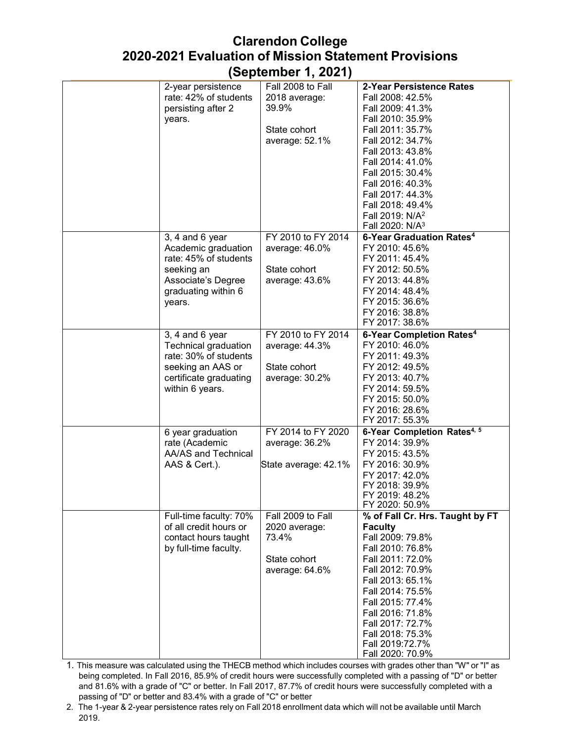# Clarendon College
# 2020-2021 Evaluation of Mission Statement Provisions
# (September 1, 2021)

| | | | |
|---|---|---|---|
| | 2-year persistence rate: 42% of students persisting after 2 years. | Fall 2008 to Fall 2018 average: 39.9%<br><br>State cohort average: 52.1% | **2-Year Persistence Rates**<br>Fall 2008: 42.5%<br>Fall 2009: 41.3%<br>Fall 2010: 35.9%<br>Fall 2011: 35.7%<br>Fall 2012: 34.7%<br>Fall 2013: 43.8%<br>Fall 2014: 41.0%<br>Fall 2015: 30.4%<br>Fall 2016: 40.3%<br>Fall 2017: 44.3%<br>Fall 2018: 49.4%<br>Fall 2019: N/A[2]<br>Fall 2020: N/A[3] |
| | 3, 4 and 6 year Academic graduation rate: 45% of students seeking an Associate's Degree graduating within 6 years. | FY 2010 to FY 2014 average: 46.0%<br><br>State cohort average: 43.6% | **6-Year Graduation Rates[4]**<br>FY 2010: 45.6%<br>FY 2011: 45.4%<br>FY 2012: 50.5%<br>FY 2013: 44.8%<br>FY 2014: 48.4%<br>FY 2015: 36.6%<br>FY 2016: 38.8%<br>FY 2017: 38.6% |
| | 3, 4 and 6 year Technical graduation rate: 30% of students seeking an AAS or certificate graduating within 6 years. | FY 2010 to FY 2014 average: 44.3%<br><br>State cohort average: 30.2% | **6-Year Completion Rates[4]**<br>FY 2010: 46.0%<br>FY 2011: 49.3%<br>FY 2012: 49.5%<br>FY 2013: 40.7%<br>FY 2014: 59.5%<br>FY 2015: 50.0%<br>FY 2016: 28.6%<br>FY 2017: 55.3% |
| | 6 year graduation rate (Academic AA/AS and Technical AAS & Cert.). | FY 2014 to FY 2020 average: 36.2%<br><br>State average: 42.1% | **6-Year Completion Rates[4, 5]**<br>FY 2014: 39.9%<br>FY 2015: 43.5%<br>FY 2016: 30.9%<br>FY 2017: 42.0%<br>FY 2018: 39.9%<br>FY 2019: 48.2%<br>FY 2020: 50.9% |
| | Full-time faculty: 70% of all credit hours or contact hours taught by full-time faculty. | Fall 2009 to Fall 2020 average: 73.4%<br><br>State cohort average: 64.6% | **% of Fall Cr. Hrs. Taught by FT Faculty**<br>Fall 2009: 79.8%<br>Fall 2010: 76.8%<br>Fall 2011: 72.0%<br>Fall 2012: 70.9%<br>Fall 2013: 65.1%<br>Fall 2014: 75.5%<br>Fall 2015: 77.4%<br>Fall 2016: 71.8%<br>Fall 2017: 72.7%<br>Fall 2018: 75.3%<br>Fall 2019:72.7%<br>Fall 2020: 70.9% |

1. This measure was calculated using the THECB method which includes courses with grades other than "W" or "I" as being completed. In Fall 2016, 85.9% of credit hours were successfully completed with a passing of "D" or better and 81.6% with a grade of "C" or better. In Fall 2017, 87.7% of credit hours were successfully completed with a passing of "D" or better and 83.4% with a grade of "C" or better
2. The 1-year & 2-year persistence rates rely on Fall 2018 enrollment data which will not be available until March 2019.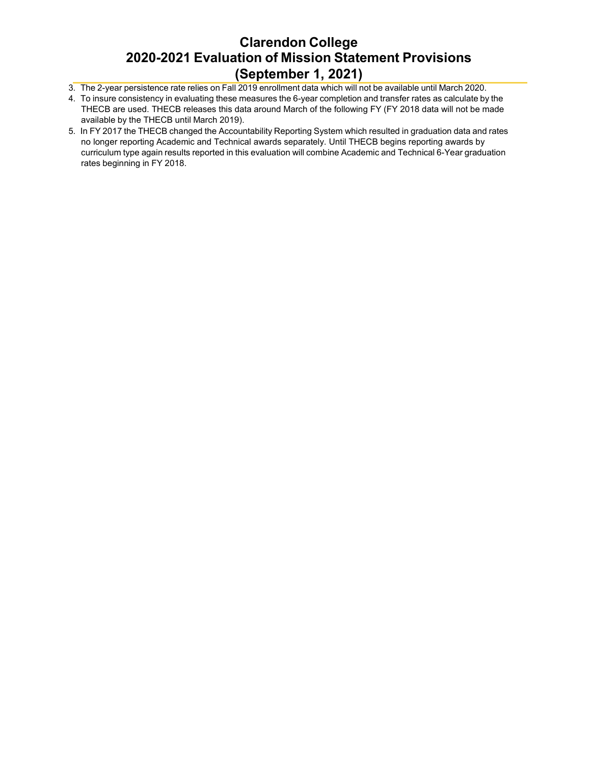# Clarendon College
# 2020-2021 Evaluation of Mission Statement Provisions
# (September 1, 2021)

3. The 2-year persistence rate relies on Fall 2019 enrollment data which will not be available until March 2020.
4. To insure consistency in evaluating these measures the 6-year completion and transfer rates as calculate by the THECB are used. THECB releases this data around March of the following FY (FY 2018 data will not be made available by the THECB until March 2019).
5. In FY 2017 the THECB changed the Accountability Reporting System which resulted in graduation data and rates no longer reporting Academic and Technical awards separately. Until THECB begins reporting awards by curriculum type again results reported in this evaluation will combine Academic and Technical 6-Year graduation rates beginning in FY 2018.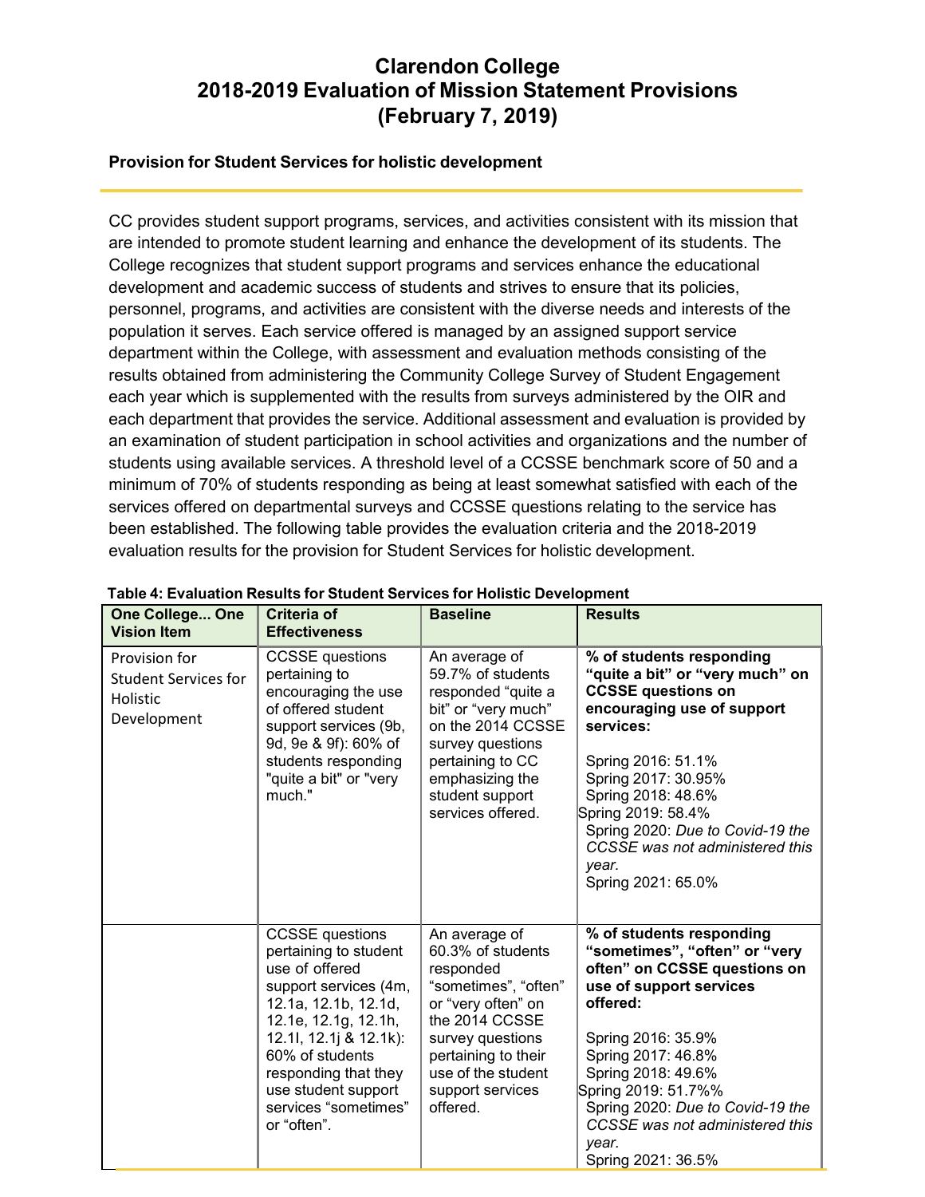# Clarendon College
# 2018-2019 Evaluation of Mission Statement Provisions
# (February 7, 2019)

**Provision for Student Services for holistic development**

CC provides student support programs, services, and activities consistent with its mission that are intended to promote student learning and enhance the development of its students. The College recognizes that student support programs and services enhance the educational development and academic success of students and strives to ensure that its policies, personnel, programs, and activities are consistent with the diverse needs and interests of the population it serves. Each service offered is managed by an assigned support service department within the College, with assessment and evaluation methods consisting of the results obtained from administering the Community College Survey of Student Engagement each year which is supplemented with the results from surveys administered by the OIR and each department that provides the service. Additional assessment and evaluation is provided by an examination of student participation in school activities and organizations and the number of students using available services. A threshold level of a CCSSE benchmark score of 50 and a minimum of 70% of students responding as being at least somewhat satisfied with each of the services offered on departmental surveys and CCSSE questions relating to the service has been established. The following table provides the evaluation criteria and the 2018-2019 evaluation results for the provision for Student Services for holistic development.

**Table 4: Evaluation Results for Student Services for Holistic Development**

| One College... One Vision Item | Criteria of Effectiveness | Baseline | Results |
|---|---|---|---|
| Provision for Student Services for Holistic Development | CCSSE questions pertaining to encouraging the use of offered student support services (9b, 9d, 9e & 9f): 60% of students responding "quite a bit" or "very much." | An average of 59.7% of students responded "quite a bit" or "very much" on the 2014 CCSSE survey questions pertaining to CC emphasizing the student support services offered. | **% of students responding "quite a bit" or "very much" on CCSSE questions on encouraging use of support services:**<br><br>Spring 2016: 51.1%<br>Spring 2017: 30.95%<br>Spring 2018: 48.6%<br>Spring 2019: 58.4%<br>Spring 2020: *Due to Covid-19 the CCSSE was not administered this year.*<br>Spring 2021: 65.0% |
| | CCSSE questions pertaining to student use of offered support services (4m, 12.1a, 12.1b, 12.1d, 12.1e, 12.1g, 12.1h, 12.1l, 12.1j & 12.1k): 60% of students responding that they use student support services "sometimes" or "often". | An average of 60.3% of students responded "sometimes", "often" or "very often" on the 2014 CCSSE survey questions pertaining to their use of the student support services offered. | **% of students responding "sometimes", "often" or "very often" on CCSSE questions on use of support services offered:**<br><br>Spring 2016: 35.9%<br>Spring 2017: 46.8%<br>Spring 2018: 49.6%<br>Spring 2019: 51.7%%<br>Spring 2020: *Due to Covid-19 the CCSSE was not administered this year.*<br>Spring 2021: 36.5% |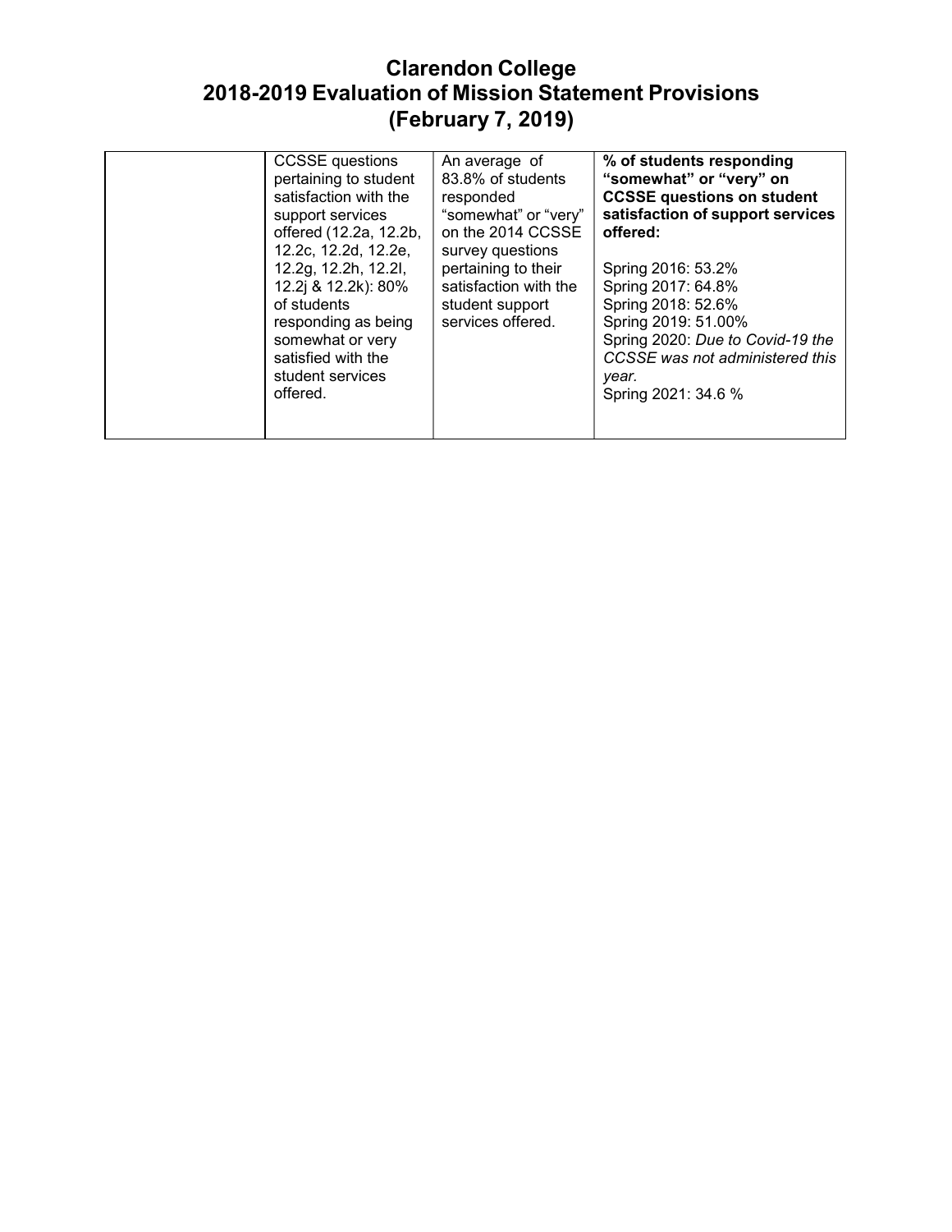# Clarendon College
# 2018-2019 Evaluation of Mission Statement Provisions
# (February 7, 2019)

| | | | |
|---|---|---|---|
| | CCSSE questions pertaining to student satisfaction with the support services offered (12.2a, 12.2b, 12.2c, 12.2d, 12.2e, 12.2g, 12.2h, 12.2I, 12.2j & 12.2k): 80% of students responding as being somewhat or very satisfied with the student services offered. | An average of 83.8% of students responded "somewhat" or "very" on the 2014 CCSSE survey questions pertaining to their satisfaction with the student support services offered. | **% of students responding "somewhat" or "very" on CCSSE questions on student satisfaction of support services offered:**<br><br>Spring 2016: 53.2%<br>Spring 2017: 64.8%<br>Spring 2018: 52.6%<br>Spring 2019: 51.00%<br>Spring 2020: *Due to Covid-19 the CCSSE was not administered this year.*<br>Spring 2021: 34.6 % |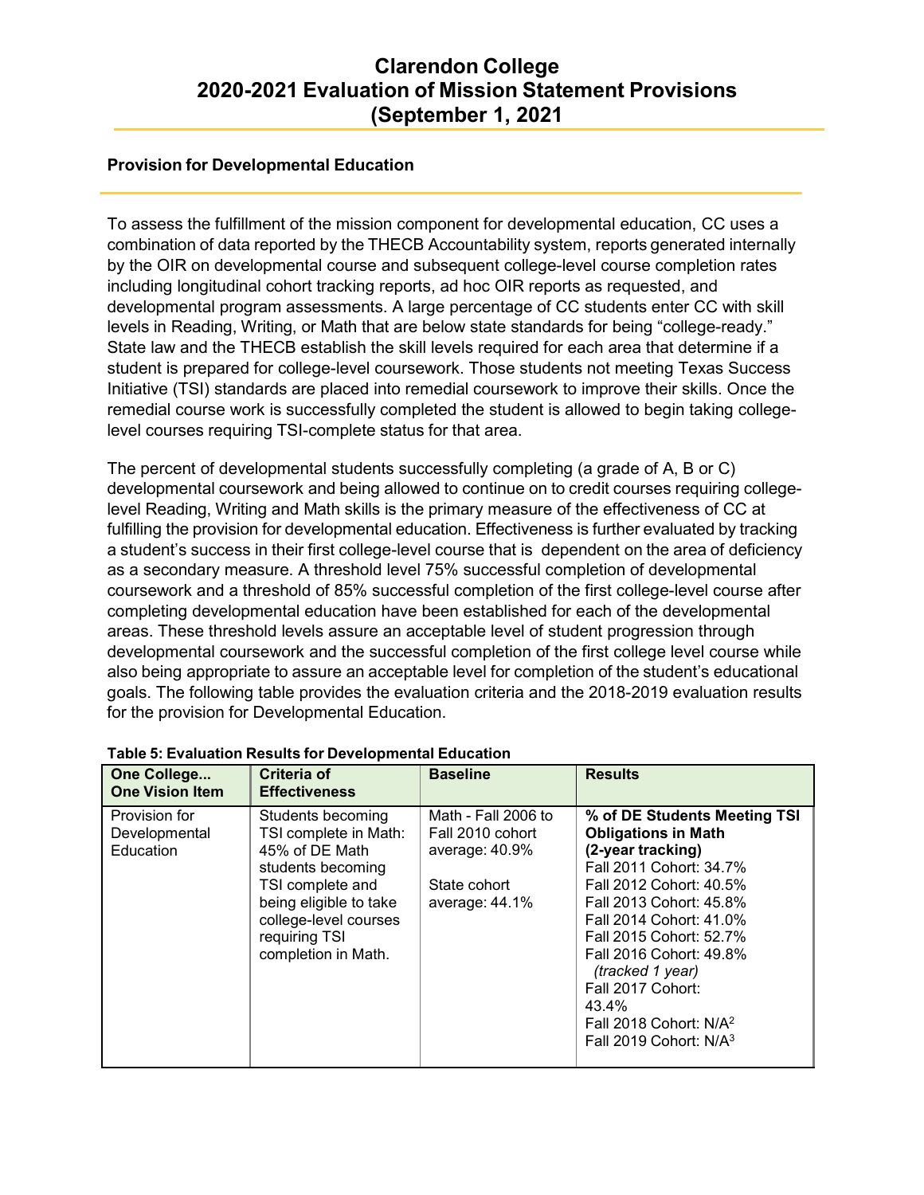# Clarendon College
# 2020-2021 Evaluation of Mission Statement Provisions
# (September 1, 2021

## Provision for Developmental Education

To assess the fulfillment of the mission component for developmental education, CC uses a combination of data reported by the THECB Accountability system, reports generated internally by the OIR on developmental course and subsequent college-level course completion rates including longitudinal cohort tracking reports, ad hoc OIR reports as requested, and developmental program assessments. A large percentage of CC students enter CC with skill levels in Reading, Writing, or Math that are below state standards for being "college-ready." State law and the THECB establish the skill levels required for each area that determine if a student is prepared for college-level coursework. Those students not meeting Texas Success Initiative (TSI) standards are placed into remedial coursework to improve their skills. Once the remedial course work is successfully completed the student is allowed to begin taking college-level courses requiring TSI-complete status for that area.

The percent of developmental students successfully completing (a grade of A, B or C) developmental coursework and being allowed to continue on to credit courses requiring college-level Reading, Writing and Math skills is the primary measure of the effectiveness of CC at fulfilling the provision for developmental education. Effectiveness is further evaluated by tracking a student's success in their first college-level course that is dependent on the area of deficiency as a secondary measure. A threshold level 75% successful completion of developmental coursework and a threshold of 85% successful completion of the first college-level course after completing developmental education have been established for each of the developmental areas. These threshold levels assure an acceptable level of student progression through developmental coursework and the successful completion of the first college level course while also being appropriate to assure an acceptable level for completion of the student's educational goals. The following table provides the evaluation criteria and the 2018-2019 evaluation results for the provision for Developmental Education.

**Table 5: Evaluation Results for Developmental Education**

| One College... One Vision Item | Criteria of Effectiveness | Baseline | Results |
|---|---|---|---|
| Provision for Developmental Education | Students becoming TSI complete in Math: 45% of DE Math students becoming TSI complete and being eligible to take college-level courses requiring TSI completion in Math. | Math - Fall 2006 to Fall 2010 cohort average: 40.9%<br><br>State cohort average: 44.1% | **% of DE Students Meeting TSI Obligations in Math (2-year tracking)**<br>Fall 2011 Cohort: 34.7%<br>Fall 2012 Cohort: 40.5%<br>Fall 2013 Cohort: 45.8%<br>Fall 2014 Cohort: 41.0%<br>Fall 2015 Cohort: 52.7%<br>Fall 2016 Cohort: 49.8%<br>*(tracked 1 year)*<br>Fall 2017 Cohort: 43.4%<br>Fall 2018 Cohort: N/A[2]<br>Fall 2019 Cohort: N/A[3] |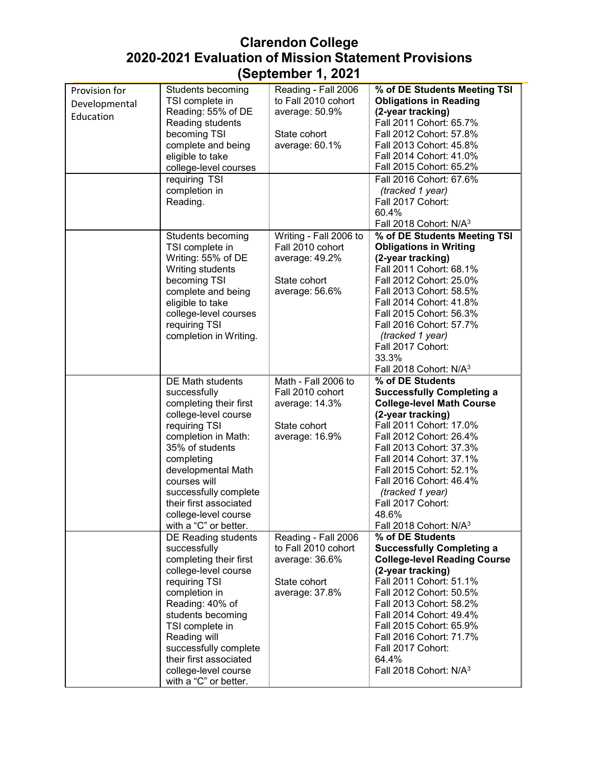# Clarendon College
# 2020-2021 Evaluation of Mission Statement Provisions
# (September 1, 2021

| | | | |
|---|---|---|---|
| Provision for Developmental Education | Students becoming TSI complete in Reading: 55% of DE Reading students becoming TSI complete and being eligible to take college-level courses requiring TSI completion in Reading. | Reading - Fall 2006 to Fall 2010 cohort average: 50.9%<br><br>State cohort average: 60.1% | **% of DE Students Meeting TSI Obligations in Reading (2-year tracking)**<br>Fall 2011 Cohort: 65.7%<br>Fall 2012 Cohort: 57.8%<br>Fall 2013 Cohort: 45.8%<br>Fall 2014 Cohort: 41.0%<br>Fall 2015 Cohort: 65.2%<br>Fall 2016 Cohort: 67.6%<br>*(tracked 1 year)*<br>Fall 2017 Cohort: 60.4%<br>Fall 2018 Cohort: N/A[3] |
| | Students becoming TSI complete in Writing: 55% of DE Writing students becoming TSI complete and being eligible to take college-level courses requiring TSI completion in Writing. | Writing - Fall 2006 to Fall 2010 cohort average: 49.2%<br><br>State cohort average: 56.6% | **% of DE Students Meeting TSI Obligations in Writing (2-year tracking)**<br>Fall 2011 Cohort: 68.1%<br>Fall 2012 Cohort: 25.0%<br>Fall 2013 Cohort: 58.5%<br>Fall 2014 Cohort: 41.8%<br>Fall 2015 Cohort: 56.3%<br>Fall 2016 Cohort: 57.7%<br>*(tracked 1 year)*<br>Fall 2017 Cohort: 33.3%<br>Fall 2018 Cohort: N/A[3] |
| | DE Math students successfully completing their first college-level course requiring TSI completion in Math: 35% of students completing developmental Math courses will successfully complete their first associated college-level course with a "C" or better. | Math - Fall 2006 to Fall 2010 cohort average: 14.3%<br><br>State cohort average: 16.9% | **% of DE Students Successfully Completing a College-level Math Course (2-year tracking)**<br>Fall 2011 Cohort: 17.0%<br>Fall 2012 Cohort: 26.4%<br>Fall 2013 Cohort: 37.3%<br>Fall 2014 Cohort: 37.1%<br>Fall 2015 Cohort: 52.1%<br>Fall 2016 Cohort: 46.4%<br>*(tracked 1 year)*<br>Fall 2017 Cohort: 48.6%<br>Fall 2018 Cohort: N/A[3] |
| | DE Reading students successfully completing their first college-level course requiring TSI completion in Reading: 40% of students becoming TSI complete in Reading will successfully complete their first associated college-level course with a "C" or better. | Reading - Fall 2006 to Fall 2010 cohort average: 36.6%<br><br>State cohort average: 37.8% | **% of DE Students Successfully Completing a College-level Reading Course (2-year tracking)**<br>Fall 2011 Cohort: 51.1%<br>Fall 2012 Cohort: 50.5%<br>Fall 2013 Cohort: 58.2%<br>Fall 2014 Cohort: 49.4%<br>Fall 2015 Cohort: 65.9%<br>Fall 2016 Cohort: 71.7%<br>Fall 2017 Cohort: 64.4%<br>Fall 2018 Cohort: N/A[3] |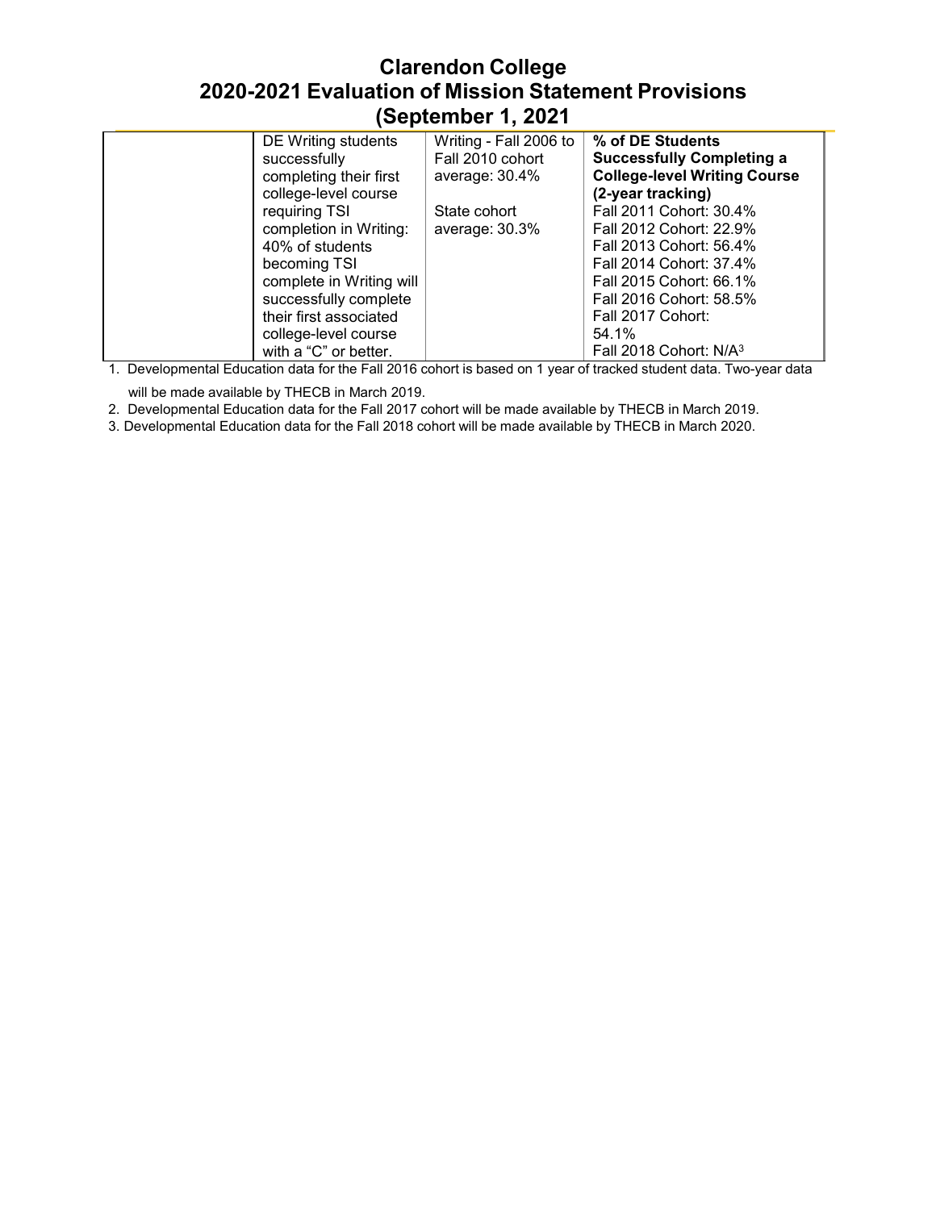# Clarendon College
# 2020-2021 Evaluation of Mission Statement Provisions
# (September 1, 2021

| | | | |
|---|---|---|---|
| | DE Writing students successfully completing their first college-level course requiring TSI completion in Writing: 40% of students becoming TSI complete in Writing will successfully complete their first associated college-level course with a "C" or better. | Writing - Fall 2006 to Fall 2010 cohort average: 30.4%<br><br>State cohort average: 30.3% | **% of DE Students Successfully Completing a College-level Writing Course (2-year tracking)**<br>Fall 2011 Cohort: 30.4%<br>Fall 2012 Cohort: 22.9%<br>Fall 2013 Cohort: 56.4%<br>Fall 2014 Cohort: 37.4%<br>Fall 2015 Cohort: 66.1%<br>Fall 2016 Cohort: 58.5%<br>Fall 2017 Cohort: 54.1%<br>Fall 2018 Cohort: N/A[3] |

1. Developmental Education data for the Fall 2016 cohort is based on 1 year of tracked student data. Two-year data will be made available by THECB in March 2019.
2. Developmental Education data for the Fall 2017 cohort will be made available by THECB in March 2019.
3. Developmental Education data for the Fall 2018 cohort will be made available by THECB in March 2020.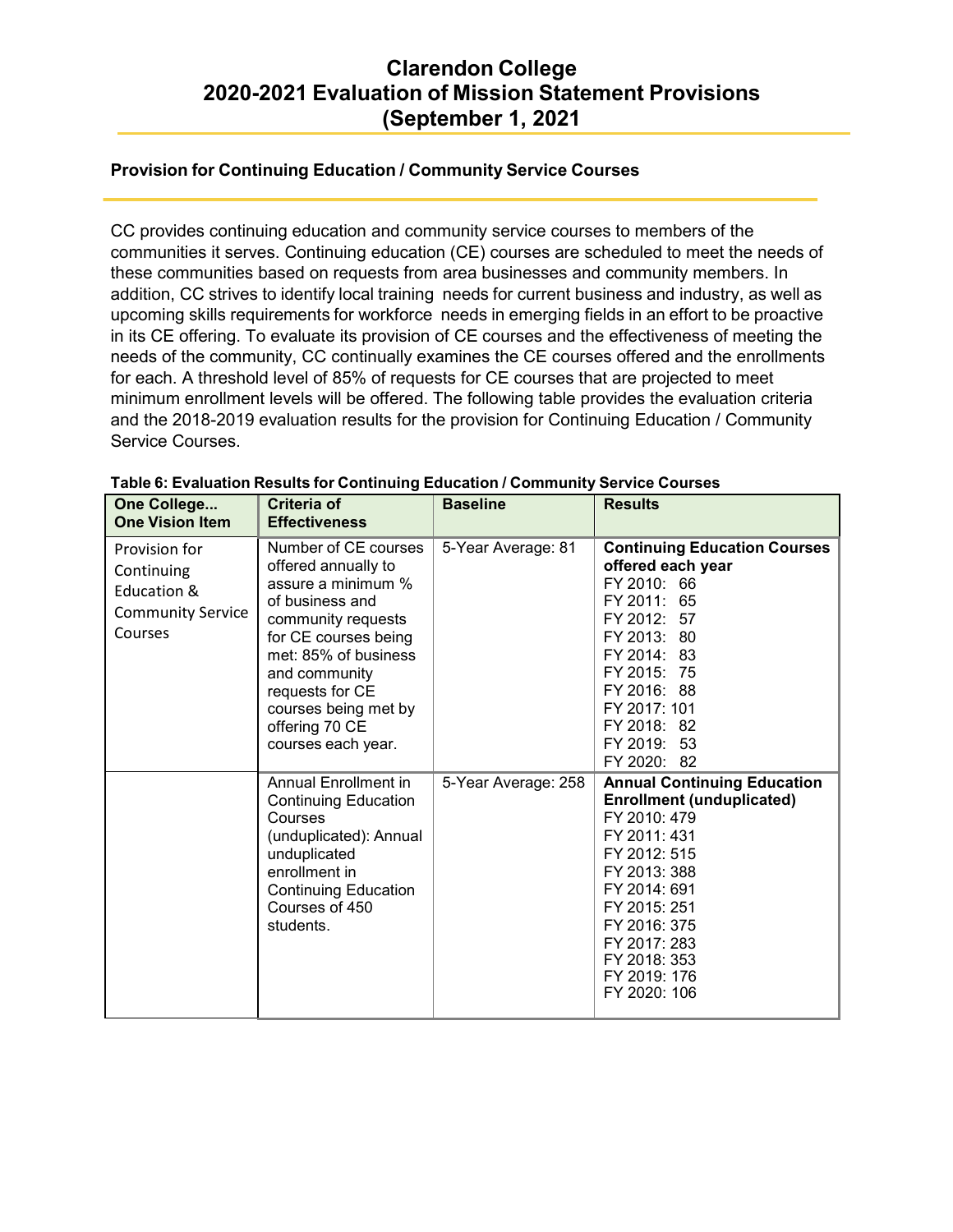# Clarendon College 2020-2021 Evaluation of Mission Statement Provisions (September 1, 2021

## Provision for Continuing Education / Community Service Courses

CC provides continuing education and community service courses to members of the communities it serves. Continuing education (CE) courses are scheduled to meet the needs of these communities based on requests from area businesses and community members. In addition, CC strives to identify local training needs for current business and industry, as well as upcoming skills requirements for workforce needs in emerging fields in an effort to be proactive in its CE offering. To evaluate its provision of CE courses and the effectiveness of meeting the needs of the community, CC continually examines the CE courses offered and the enrollments for each. A threshold level of 85% of requests for CE courses that are projected to meet minimum enrollment levels will be offered. The following table provides the evaluation criteria and the 2018-2019 evaluation results for the provision for Continuing Education / Community Service Courses.

**Table 6: Evaluation Results for Continuing Education / Community Service Courses**

| One College... One Vision Item | Criteria of Effectiveness | Baseline | Results |
|---|---|---|---|
| Provision for Continuing Education & Community Service Courses | Number of CE courses offered annually to assure a minimum % of business and community requests for CE courses being met: 85% of business and community requests for CE courses being met by offering 70 CE courses each year. | 5-Year Average: 81 | **Continuing Education Courses offered each year**<br>FY 2010: 66<br>FY 2011: 65<br>FY 2012: 57<br>FY 2013: 80<br>FY 2014: 83<br>FY 2015: 75<br>FY 2016: 88<br>FY 2017: 101<br>FY 2018: 82<br>FY 2019: 53<br>FY 2020: 82 |
| | Annual Enrollment in Continuing Education Courses (unduplicated): Annual unduplicated enrollment in Continuing Education Courses of 450 students. | 5-Year Average: 258 | **Annual Continuing Education Enrollment (unduplicated)**<br>FY 2010: 479<br>FY 2011: 431<br>FY 2012: 515<br>FY 2013: 388<br>FY 2014: 691<br>FY 2015: 251<br>FY 2016: 375<br>FY 2017: 283<br>FY 2018: 353<br>FY 2019: 176<br>FY 2020: 106 |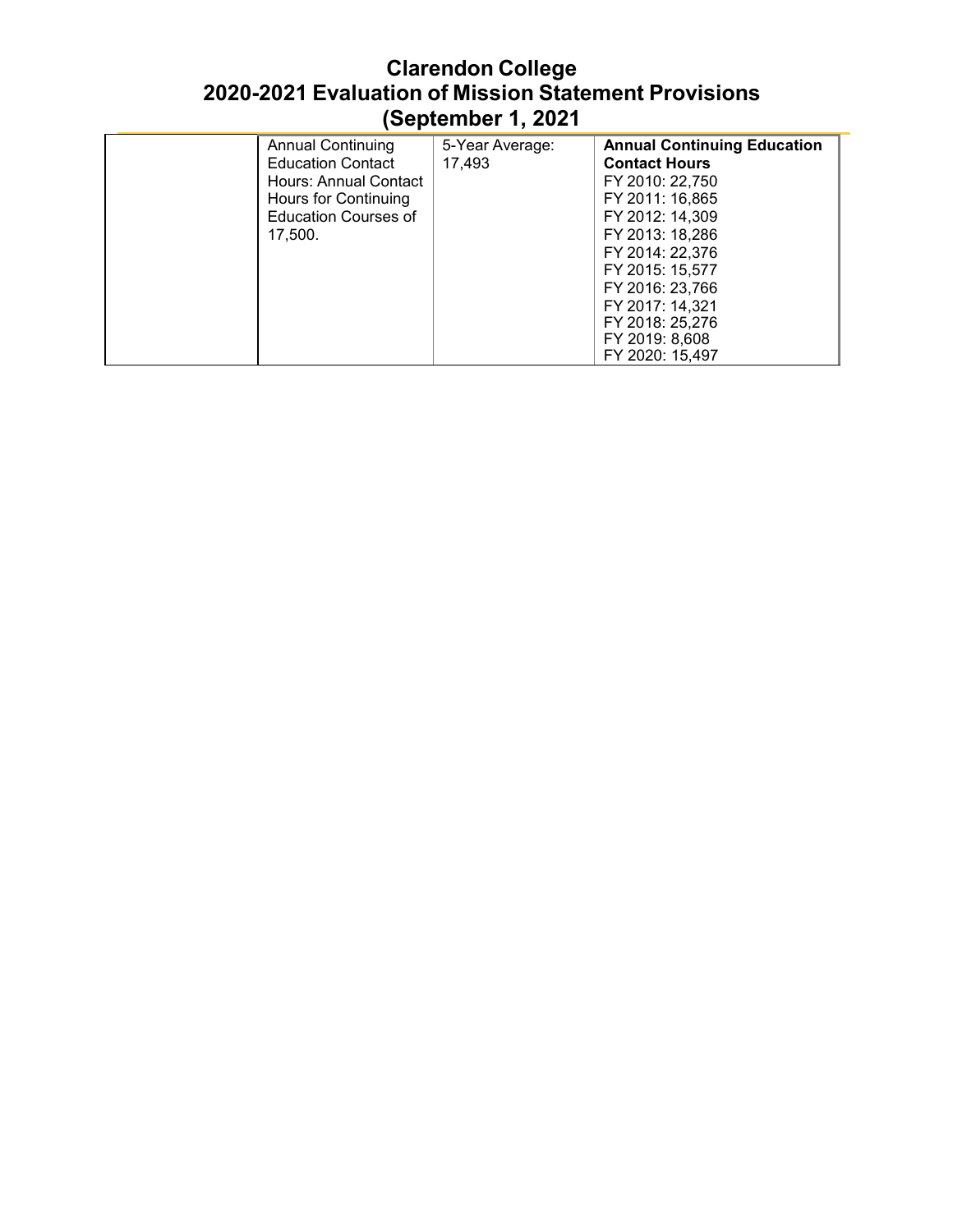# Clarendon College
## 2020-2021 Evaluation of Mission Statement Provisions
## (September 1, 2021

| | | | |
|---|---|---|---|
| | Annual Continuing Education Contact Hours: Annual Contact Hours for Continuing Education Courses of 17,500. | 5-Year Average: 17,493 | **Annual Continuing Education Contact Hours**<br>FY 2010: 22,750<br>FY 2011: 16,865<br>FY 2012: 14,309<br>FY 2013: 18,286<br>FY 2014: 22,376<br>FY 2015: 15,577<br>FY 2016: 23,766<br>FY 2017: 14,321<br>FY 2018: 25,276<br>FY 2019: 8,608<br>FY 2020: 15,497 |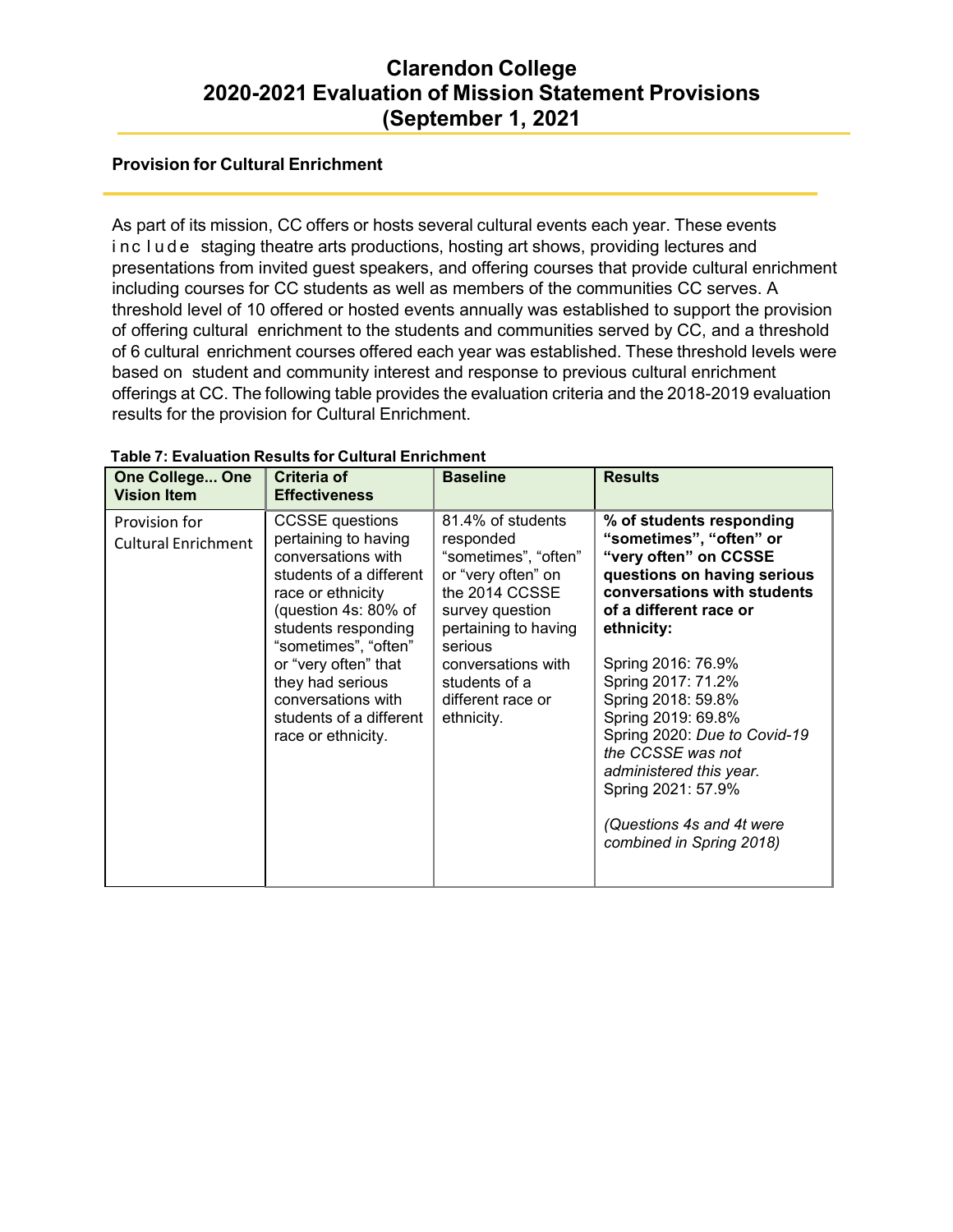# Clarendon College
# 2020-2021 Evaluation of Mission Statement Provisions
# (September 1, 2021

## Provision for Cultural Enrichment

As part of its mission, CC offers or hosts several cultural events each year. These events include staging theatre arts productions, hosting art shows, providing lectures and presentations from invited guest speakers, and offering courses that provide cultural enrichment including courses for CC students as well as members of the communities CC serves. A threshold level of 10 offered or hosted events annually was established to support the provision of offering cultural enrichment to the students and communities served by CC, and a threshold of 6 cultural enrichment courses offered each year was established. These threshold levels were based on student and community interest and response to previous cultural enrichment offerings at CC. The following table provides the evaluation criteria and the 2018-2019 evaluation results for the provision for Cultural Enrichment.

**Table 7: Evaluation Results for Cultural Enrichment**

| One College... One Vision Item | Criteria of Effectiveness | Baseline | Results |
|---|---|---|---|
| Provision for Cultural Enrichment | CCSSE questions pertaining to having conversations with students of a different race or ethnicity (question 4s: 80% of students responding “sometimes”, “often” or “very often” that they had serious conversations with students of a different race or ethnicity. | 81.4% of students responded “sometimes”, “often” or “very often” on the 2014 CCSSE survey question pertaining to having serious conversations with students of a different race or ethnicity. | **% of students responding “sometimes”, “often” or “very often” on CCSSE questions on having serious conversations with students of a different race or ethnicity:**<br><br>Spring 2016: 76.9%<br>Spring 2017: 71.2%<br>Spring 2018: 59.8%<br>Spring 2019: 69.8%<br>Spring 2020: *Due to Covid-19 the CCSSE was not administered this year.*<br>Spring 2021: 57.9%<br><br>*(Questions 4s and 4t were combined in Spring 2018)* |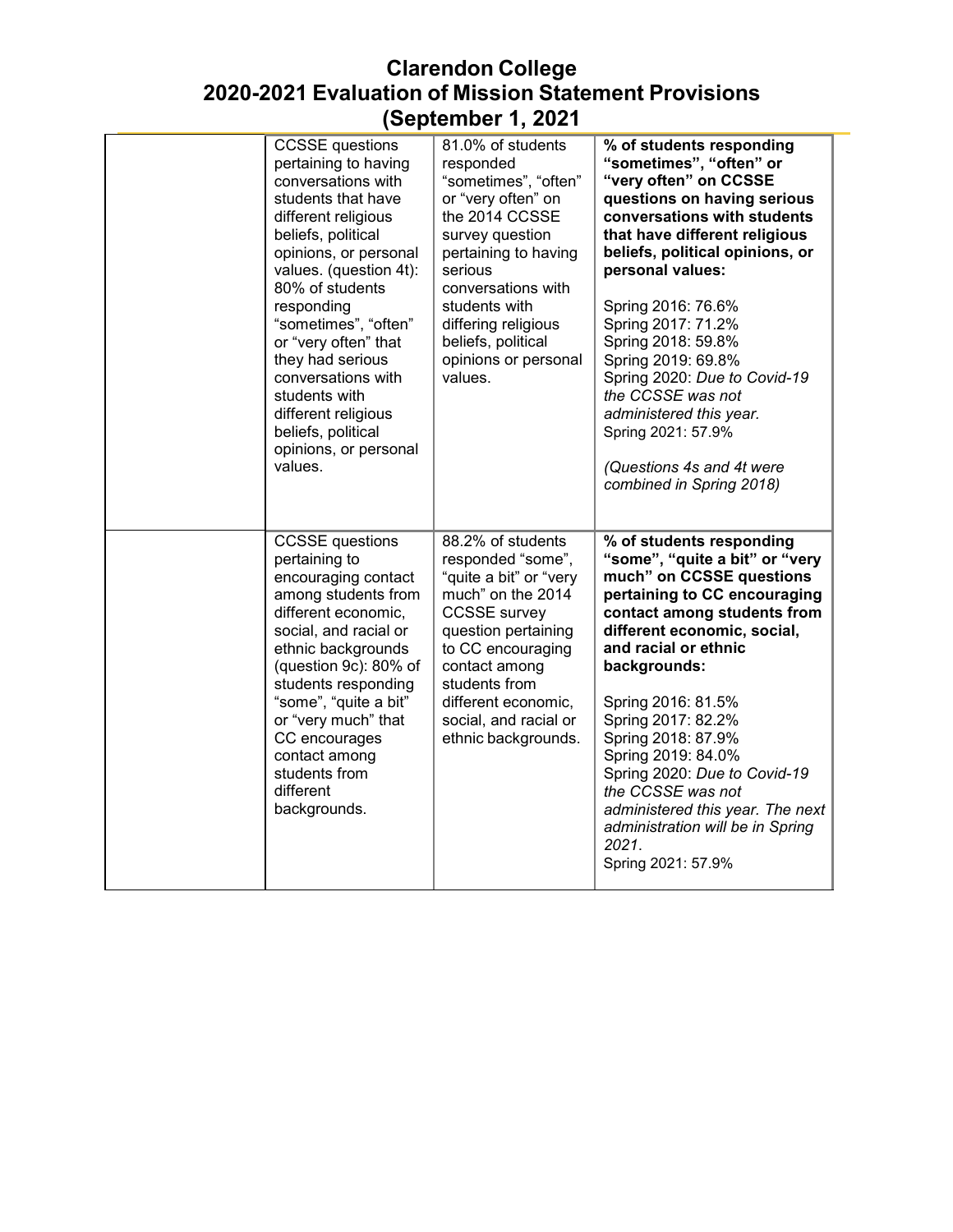# Clarendon College
# 2020-2021 Evaluation of Mission Statement Provisions
# (September 1, 2021

| | | | |
|---|---|---|---|
| | CCSSE questions pertaining to having conversations with students that have different religious beliefs, political opinions, or personal values. (question 4t): 80% of students responding "sometimes", "often" or "very often" that they had serious conversations with students with different religious beliefs, political opinions, or personal values. | 81.0% of students responded "sometimes", "often" or "very often" on the 2014 CCSSE survey question pertaining to having serious conversations with students with differing religious beliefs, political opinions or personal values. | **% of students responding "sometimes", "often" or "very often" on CCSSE questions on having serious conversations with students that have different religious beliefs, political opinions, or personal values:**<br><br>Spring 2016: 76.6%<br>Spring 2017: 71.2%<br>Spring 2018: 59.8%<br>Spring 2019: 69.8%<br>Spring 2020: *Due to Covid-19 the CCSSE was not administered this year.*<br>Spring 2021: 57.9%<br><br>*(Questions 4s and 4t were combined in Spring 2018)* |
| | CCSSE questions pertaining to encouraging contact among students from different economic, social, and racial or ethnic backgrounds (question 9c): 80% of students responding "some", "quite a bit" or "very much" that CC encourages contact among students from different backgrounds. | 88.2% of students responded "some", "quite a bit" or "very much" on the 2014 CCSSE survey question pertaining to CC encouraging contact among students from different economic, social, and racial or ethnic backgrounds. | **% of students responding "some", "quite a bit" or "very much" on CCSSE questions pertaining to CC encouraging contact among students from different economic, social, and racial or ethnic backgrounds:**<br><br>Spring 2016: 81.5%<br>Spring 2017: 82.2%<br>Spring 2018: 87.9%<br>Spring 2019: 84.0%<br>Spring 2020: *Due to Covid-19 the CCSSE was not administered this year. The next administration will be in Spring 2021.*<br>Spring 2021: 57.9% |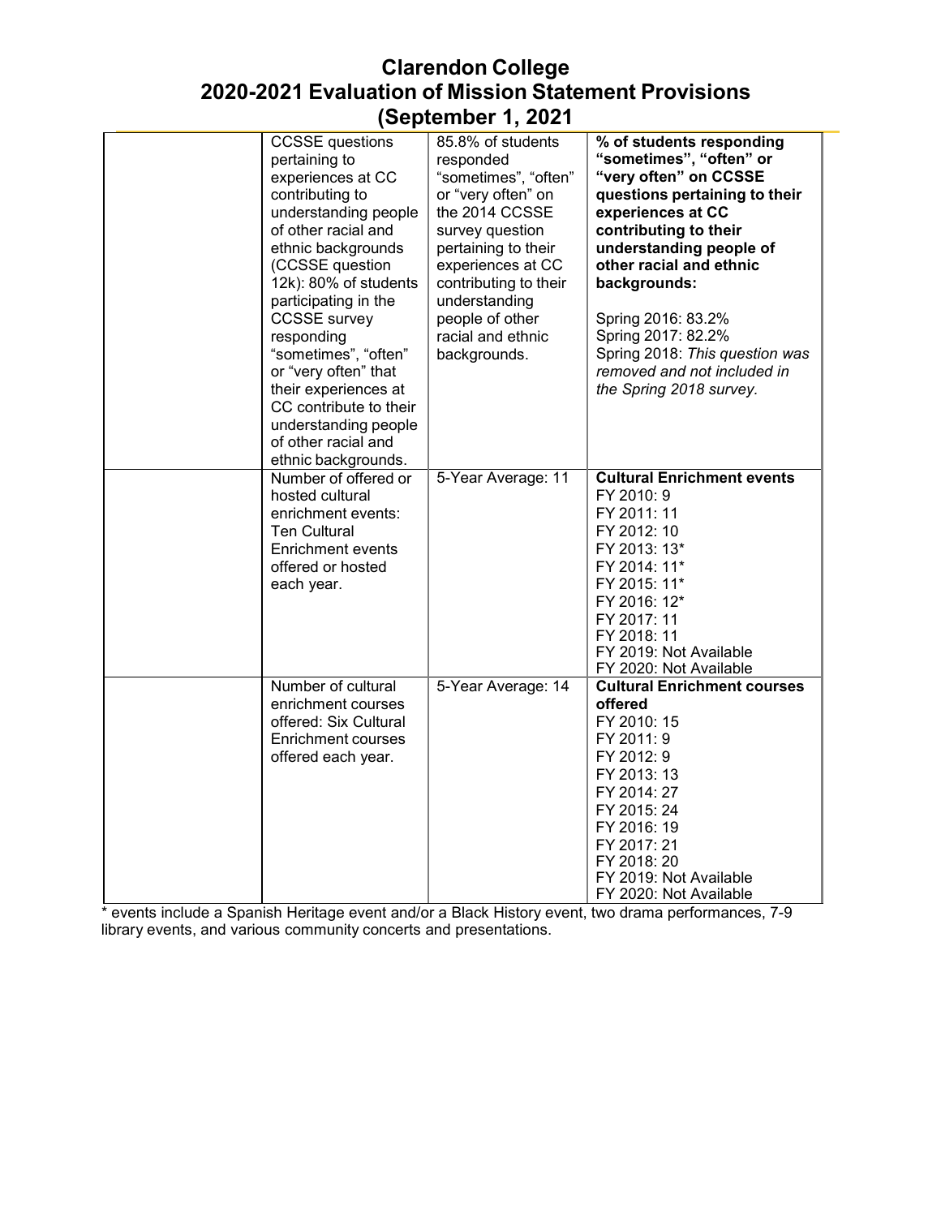# Clarendon College
# 2020-2021 Evaluation of Mission Statement Provisions
# (September 1, 2021

| | | | |
|---|---|---|---|
| | CCSSE questions pertaining to experiences at CC contributing to understanding people of other racial and ethnic backgrounds (CCSSE question 12k): 80% of students participating in the CCSSE survey responding "sometimes", "often" or "very often" that their experiences at CC contribute to their understanding people of other racial and ethnic backgrounds. | 85.8% of students responded "sometimes", "often" or "very often" on the 2014 CCSSE survey question pertaining to their experiences at CC contributing to their understanding people of other racial and ethnic backgrounds. | **% of students responding "sometimes", "often" or "very often" on CCSSE questions pertaining to their experiences at CC contributing to their understanding people of other racial and ethnic backgrounds:**<br><br>Spring 2016: 83.2%<br>Spring 2017: 82.2%<br>Spring 2018: *This question was removed and not included in the Spring 2018 survey.* |
| | Number of offered or hosted cultural enrichment events: Ten Cultural Enrichment events offered or hosted each year. | 5-Year Average: 11 | **Cultural Enrichment events**<br>FY 2010: 9<br>FY 2011: 11<br>FY 2012: 10<br>FY 2013: 13*<br>FY 2014: 11*<br>FY 2015: 11*<br>FY 2016: 12*<br>FY 2017: 11<br>FY 2018: 11<br>FY 2019: Not Available<br>FY 2020: Not Available |
| | Number of cultural enrichment courses offered: Six Cultural Enrichment courses offered each year. | 5-Year Average: 14 | **Cultural Enrichment courses offered**<br>FY 2010: 15<br>FY 2011: 9<br>FY 2012: 9<br>FY 2013: 13<br>FY 2014: 27<br>FY 2015: 24<br>FY 2016: 19<br>FY 2017: 21<br>FY 2018: 20<br>FY 2019: Not Available<br>FY 2020: Not Available |

* events include a Spanish Heritage event and/or a Black History event, two drama performances, 7-9 library events, and various community concerts and presentations.